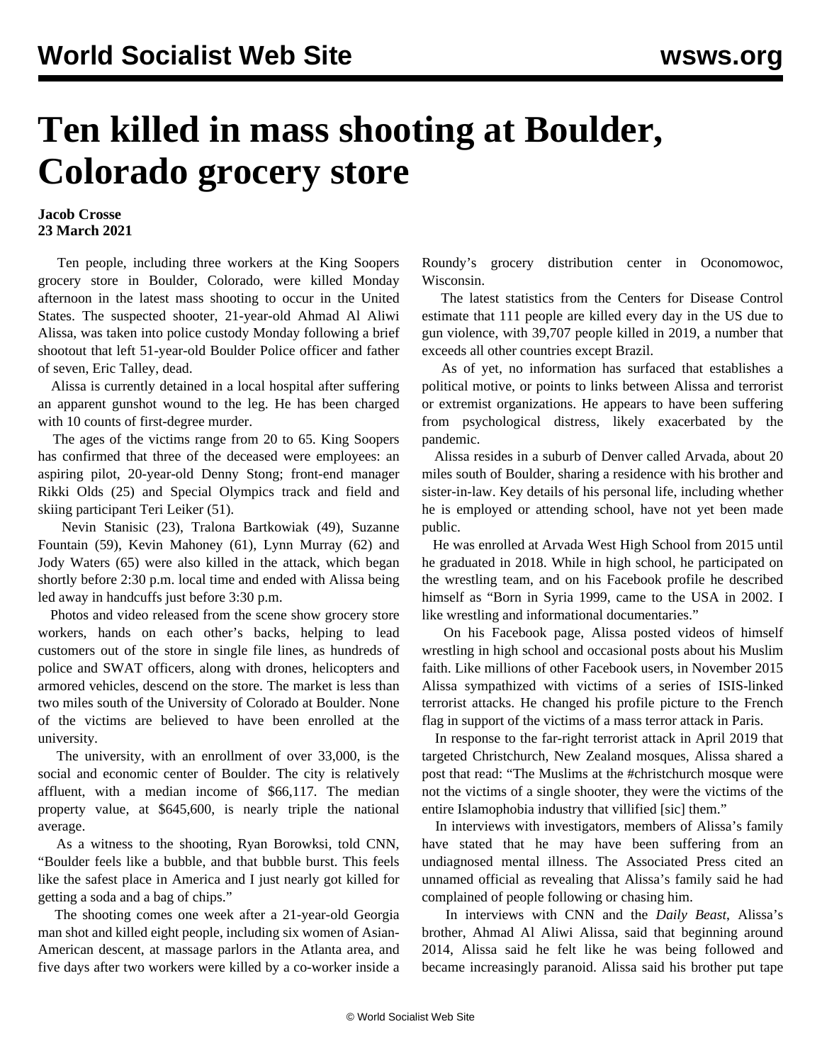# Ten killed in mass shooting at Boulder, Colorado grocery store

**Jacob Crosse**
**23 March 2021**

Ten people, including three workers at the King Soopers grocery store in Boulder, Colorado, were killed Monday afternoon in the latest mass shooting to occur in the United States. The suspected shooter, 21-year-old Ahmad Al Aliwi Alissa, was taken into police custody Monday following a brief shootout that left 51-year-old Boulder Police officer and father of seven, Eric Talley, dead.

Alissa is currently detained in a local hospital after suffering an apparent gunshot wound to the leg. He has been charged with 10 counts of first-degree murder.

The ages of the victims range from 20 to 65. King Soopers has confirmed that three of the deceased were employees: an aspiring pilot, 20-year-old Denny Stong; front-end manager Rikki Olds (25) and Special Olympics track and field and skiing participant Teri Leiker (51).

Nevin Stanisic (23), Tralona Bartkowiak (49), Suzanne Fountain (59), Kevin Mahoney (61), Lynn Murray (62) and Jody Waters (65) were also killed in the attack, which began shortly before 2:30 p.m. local time and ended with Alissa being led away in handcuffs just before 3:30 p.m.

Photos and video released from the scene show grocery store workers, hands on each other's backs, helping to lead customers out of the store in single file lines, as hundreds of police and SWAT officers, along with drones, helicopters and armored vehicles, descend on the store. The market is less than two miles south of the University of Colorado at Boulder. None of the victims are believed to have been enrolled at the university.

The university, with an enrollment of over 33,000, is the social and economic center of Boulder. The city is relatively affluent, with a median income of $66,117. The median property value, at $645,600, is nearly triple the national average.

As a witness to the shooting, Ryan Borowksi, told CNN, "Boulder feels like a bubble, and that bubble burst. This feels like the safest place in America and I just nearly got killed for getting a soda and a bag of chips."

The shooting comes one week after a 21-year-old Georgia man shot and killed eight people, including six women of Asian-American descent, at massage parlors in the Atlanta area, and five days after two workers were killed by a co-worker inside a Roundy's grocery distribution center in Oconomowoc, Wisconsin.

The latest statistics from the Centers for Disease Control estimate that 111 people are killed every day in the US due to gun violence, with 39,707 people killed in 2019, a number that exceeds all other countries except Brazil.

As of yet, no information has surfaced that establishes a political motive, or points to links between Alissa and terrorist or extremist organizations. He appears to have been suffering from psychological distress, likely exacerbated by the pandemic.

Alissa resides in a suburb of Denver called Arvada, about 20 miles south of Boulder, sharing a residence with his brother and sister-in-law. Key details of his personal life, including whether he is employed or attending school, have not yet been made public.

He was enrolled at Arvada West High School from 2015 until he graduated in 2018. While in high school, he participated on the wrestling team, and on his Facebook profile he described himself as "Born in Syria 1999, came to the USA in 2002. I like wrestling and informational documentaries."

On his Facebook page, Alissa posted videos of himself wrestling in high school and occasional posts about his Muslim faith. Like millions of other Facebook users, in November 2015 Alissa sympathized with victims of a series of ISIS-linked terrorist attacks. He changed his profile picture to the French flag in support of the victims of a mass terror attack in Paris.

In response to the far-right terrorist attack in April 2019 that targeted Christchurch, New Zealand mosques, Alissa shared a post that read: "The Muslims at the #christchurch mosque were not the victims of a single shooter, they were the victims of the entire Islamophobia industry that villified [sic] them."

In interviews with investigators, members of Alissa's family have stated that he may have been suffering from an undiagnosed mental illness. The Associated Press cited an unnamed official as revealing that Alissa's family said he had complained of people following or chasing him.

In interviews with CNN and the *Daily Beast*, Alissa's brother, Ahmad Al Aliwi Alissa, said that beginning around 2014, Alissa said he felt like he was being followed and became increasingly paranoid. Alissa said his brother put tape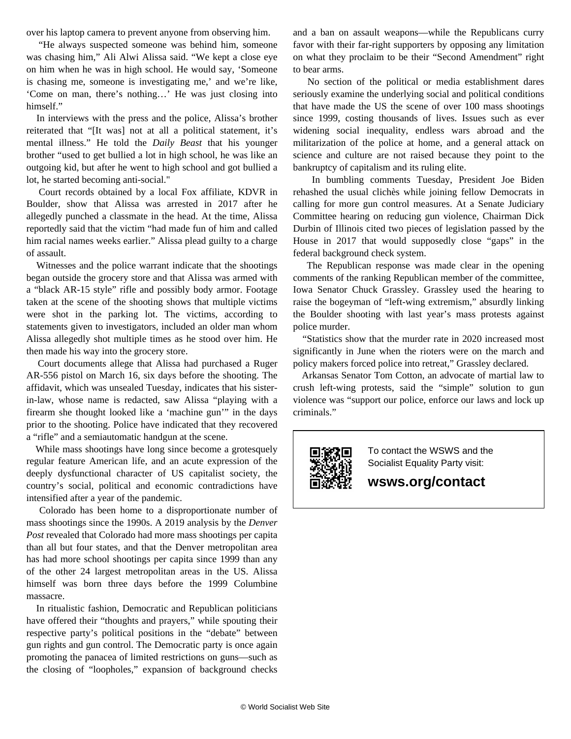over his laptop camera to prevent anyone from observing him.

"He always suspected someone was behind him, someone was chasing him," Ali Alwi Alissa said. "We kept a close eye on him when he was in high school. He would say, 'Someone is chasing me, someone is investigating me,' and we're like, 'Come on man, there's nothing…' He was just closing into himself."

In interviews with the press and the police, Alissa's brother reiterated that "[It was] not at all a political statement, it's mental illness." He told the *Daily Beast* that his younger brother "used to get bullied a lot in high school, he was like an outgoing kid, but after he went to high school and got bullied a lot, he started becoming anti-social."

Court records obtained by a local Fox affiliate, KDVR in Boulder, show that Alissa was arrested in 2017 after he allegedly punched a classmate in the head. At the time, Alissa reportedly said that the victim "had made fun of him and called him racial names weeks earlier." Alissa plead guilty to a charge of assault.

Witnesses and the police warrant indicate that the shootings began outside the grocery store and that Alissa was armed with a "black AR-15 style" rifle and possibly body armor. Footage taken at the scene of the shooting shows that multiple victims were shot in the parking lot. The victims, according to statements given to investigators, included an older man whom Alissa allegedly shot multiple times as he stood over him. He then made his way into the grocery store.

Court documents allege that Alissa had purchased a Ruger AR-556 pistol on March 16, six days before the shooting. The affidavit, which was unsealed Tuesday, indicates that his sister-in-law, whose name is redacted, saw Alissa "playing with a firearm she thought looked like a 'machine gun'" in the days prior to the shooting. Police have indicated that they recovered a "rifle" and a semiautomatic handgun at the scene.

While mass shootings have long since become a grotesquely regular feature American life, and an acute expression of the deeply dysfunctional character of US capitalist society, the country's social, political and economic contradictions have intensified after a year of the pandemic.

Colorado has been home to a disproportionate number of mass shootings since the 1990s. A 2019 analysis by the *Denver Post* revealed that Colorado had more mass shootings per capita than all but four states, and that the Denver metropolitan area has had more school shootings per capita since 1999 than any of the other 24 largest metropolitan areas in the US. Alissa himself was born three days before the 1999 Columbine massacre.

In ritualistic fashion, Democratic and Republican politicians have offered their "thoughts and prayers," while spouting their respective party's political positions in the "debate" between gun rights and gun control. The Democratic party is once again promoting the panacea of limited restrictions on guns—such as the closing of "loopholes," expansion of background checks and a ban on assault weapons—while the Republicans curry favor with their far-right supporters by opposing any limitation on what they proclaim to be their "Second Amendment" right to bear arms.

No section of the political or media establishment dares seriously examine the underlying social and political conditions that have made the US the scene of over 100 mass shootings since 1999, costing thousands of lives. Issues such as ever widening social inequality, endless wars abroad and the militarization of the police at home, and a general attack on science and culture are not raised because they point to the bankruptcy of capitalism and its ruling elite.

In bumbling comments Tuesday, President Joe Biden rehashed the usual clichès while joining fellow Democrats in calling for more gun control measures. At a Senate Judiciary Committee hearing on reducing gun violence, Chairman Dick Durbin of Illinois cited two pieces of legislation passed by the House in 2017 that would supposedly close "gaps" in the federal background check system.

The Republican response was made clear in the opening comments of the ranking Republican member of the committee, Iowa Senator Chuck Grassley. Grassley used the hearing to raise the bogeyman of "left-wing extremism," absurdly linking the Boulder shooting with last year's mass protests against police murder.

"Statistics show that the murder rate in 2020 increased most significantly in June when the rioters were on the march and policy makers forced police into retreat," Grassley declared.

Arkansas Senator Tom Cotton, an advocate of martial law to crush left-wing protests, said the "simple" solution to gun violence was "support our police, enforce our laws and lock up criminals."

To contact the WSWS and the Socialist Equality Party visit:

**wsws.org/contact**